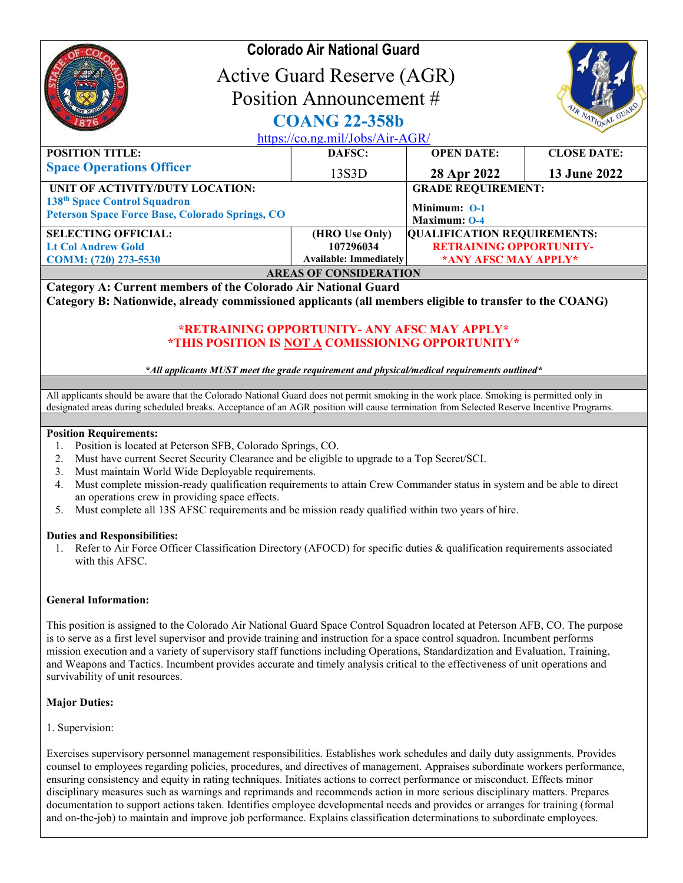# Colorado Air National Guard

## Active Guard Reserve (AGR) Position Announcement #

## COANG 22-358b

https://co.ng.mil/Jobs/Air-AGR/

| POSITION TITLE: | DAFSC: | OPEN DATE: | CLOSE DATE: |
|---|---|---|---|
| **Space Operations Officer** | 13S3D | **28 Apr 2022** | **13 June 2022** |

| UNIT OF ACTIVITY/DUTY LOCATION: | GRADE REQUIREMENT: |
|---|---|
| **138th Space Control Squadron** **Peterson Space Force Base, Colorado Springs, CO** | **Minimum: O-1** **Maximum: O-4** |

| SELECTING OFFICIAL: | (HRO Use Only) | QUALIFICATION REQUIREMENTS: |
|---|---|---|
| **Lt Col Andrew Gold** **COMM: (720) 273-5530** | **107296034** **Available: Immediately** | **RETRAINING OPPORTUNITY-** **\*ANY AFSC MAY APPLY\*** |

**AREAS OF CONSIDERATION**

**Category A: Current members of the Colorado Air National Guard**
**Category B: Nationwide, already commissioned applicants (all members eligible to transfer to the COANG)**

**\*RETRAINING OPPORTUNITY- ANY AFSC MAY APPLY\***
**\*THIS POSITION IS NOT A COMISSIONING OPPORTUNITY\***

***All applicants MUST meet the grade requirement and physical/medical requirements outlined***

All applicants should be aware that the Colorado National Guard does not permit smoking in the work place. Smoking is permitted only in designated areas during scheduled breaks. Acceptance of an AGR position will cause termination from Selected Reserve Incentive Programs.

**Position Requirements:**

1. Position is located at Peterson SFB, Colorado Springs, CO.
2. Must have current Secret Security Clearance and be eligible to upgrade to a Top Secret/SCI.
3. Must maintain World Wide Deployable requirements.
4. Must complete mission-ready qualification requirements to attain Crew Commander status in system and be able to direct an operations crew in providing space effects.
5. Must complete all 13S AFSC requirements and be mission ready qualified within two years of hire.

**Duties and Responsibilities:**

1. Refer to Air Force Officer Classification Directory (AFOCD) for specific duties & qualification requirements associated with this AFSC.

**General Information:**

This position is assigned to the Colorado Air National Guard Space Control Squadron located at Peterson AFB, CO. The purpose is to serve as a first level supervisor and provide training and instruction for a space control squadron. Incumbent performs mission execution and a variety of supervisory staff functions including Operations, Standardization and Evaluation, Training, and Weapons and Tactics. Incumbent provides accurate and timely analysis critical to the effectiveness of unit operations and survivability of unit resources.

**Major Duties:**

1. Supervision:

Exercises supervisory personnel management responsibilities. Establishes work schedules and daily duty assignments. Provides counsel to employees regarding policies, procedures, and directives of management. Appraises subordinate workers performance, ensuring consistency and equity in rating techniques. Initiates actions to correct performance or misconduct. Effects minor disciplinary measures such as warnings and reprimands and recommends action in more serious disciplinary matters. Prepares documentation to support actions taken. Identifies employee developmental needs and provides or arranges for training (formal and on-the-job) to maintain and improve job performance. Explains classification determinations to subordinate employees.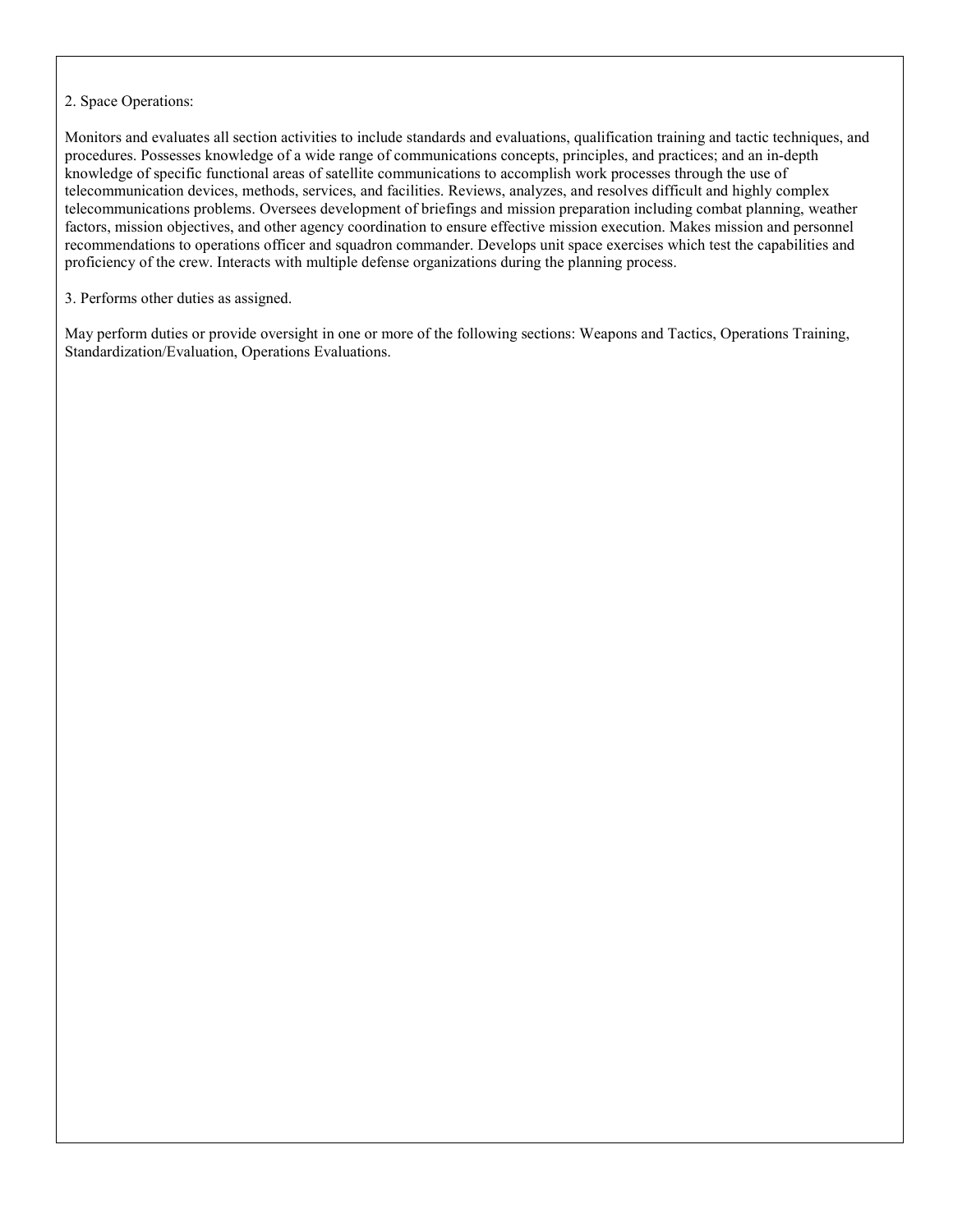2. Space Operations:

Monitors and evaluates all section activities to include standards and evaluations, qualification training and tactic techniques, and procedures. Possesses knowledge of a wide range of communications concepts, principles, and practices; and an in-depth knowledge of specific functional areas of satellite communications to accomplish work processes through the use of telecommunication devices, methods, services, and facilities. Reviews, analyzes, and resolves difficult and highly complex telecommunications problems. Oversees development of briefings and mission preparation including combat planning, weather factors, mission objectives, and other agency coordination to ensure effective mission execution. Makes mission and personnel recommendations to operations officer and squadron commander. Develops unit space exercises which test the capabilities and proficiency of the crew. Interacts with multiple defense organizations during the planning process.

3. Performs other duties as assigned.

May perform duties or provide oversight in one or more of the following sections: Weapons and Tactics, Operations Training, Standardization/Evaluation, Operations Evaluations.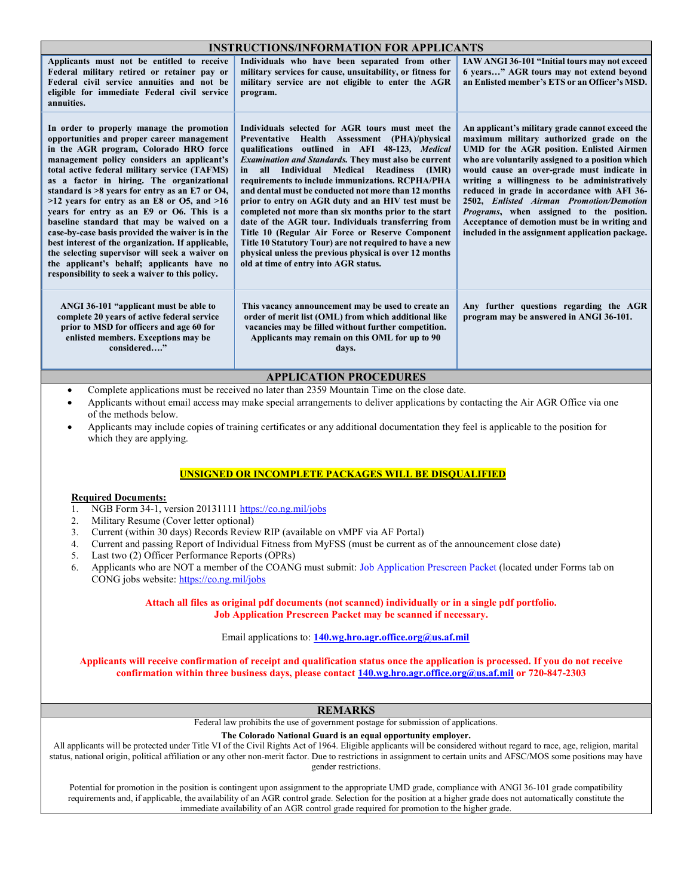## INSTRUCTIONS/INFORMATION FOR APPLICANTS

| | | |
|---|---|---|
| **Applicants must not be entitled to receive Federal military retired or retainer pay or Federal civil service annuities and not be eligible for immediate Federal civil service annuities.** | **Individuals who have been separated from other military services for cause, unsuitability, or fitness for military service are not eligible to enter the AGR program.** | **IAW ANGI 36-101 "Initial tours may not exceed 6 years…" AGR tours may not extend beyond an Enlisted member's ETS or an Officer's MSD.** |
| **In order to properly manage the promotion opportunities and proper career management in the AGR program, Colorado HRO force management policy considers an applicant's total active federal military service (TAFMS) as a factor in hiring. The organizational standard is >8 years for entry as an E7 or O4, >12 years for entry as an E8 or O5, and >16 years for entry as an E9 or O6. This is a baseline standard that may be waived on a case-by-case basis provided the waiver is in the best interest of the organization. If applicable, the selecting supervisor will seek a waiver on the applicant's behalf; applicants have no responsibility to seek a waiver to this policy.** | **Individuals selected for AGR tours must meet the Preventative Health Assessment (PHA)/physical qualifications outlined in AFI 48-123, *Medical Examination and Standards.* They must also be current in all Individual Medical Readiness (IMR) requirements to include immunizations. RCPHA/PHA and dental must be conducted not more than 12 months prior to entry on AGR duty and an HIV test must be completed not more than six months prior to the start date of the AGR tour. Individuals transferring from Title 10 (Regular Air Force or Reserve Component Title 10 Statutory Tour) are not required to have a new physical unless the previous physical is over 12 months old at time of entry into AGR status.** | **An applicant's military grade cannot exceed the maximum military authorized grade on the UMD for the AGR position. Enlisted Airmen who are voluntarily assigned to a position which would cause an over-grade must indicate in writing a willingness to be administratively reduced in grade in accordance with AFI 36-2502, *Enlisted Airman Promotion/Demotion Programs*, when assigned to the position. Acceptance of demotion must be in writing and included in the assignment application package.** |
| **ANGI 36-101 "applicant must be able to complete 20 years of active federal service prior to MSD for officers and age 60 for enlisted members. Exceptions may be considered…."** | **This vacancy announcement may be used to create an order of merit list (OML) from which additional like vacancies may be filled without further competition. Applicants may remain on this OML for up to 90 days.** | **Any further questions regarding the AGR program may be answered in ANGI 36-101.** |

## APPLICATION PROCEDURES

- Complete applications must be received no later than 2359 Mountain Time on the close date.
- Applicants without email access may make special arrangements to deliver applications by contacting the Air AGR Office via one of the methods below.
- Applicants may include copies of training certificates or any additional documentation they feel is applicable to the position for which they are applying.

**UNSIGNED OR INCOMPLETE PACKAGES WILL BE DISQUALIFIED**

**Required Documents:**

1. NGB Form 34-1, version 20131111 https://co.ng.mil/jobs
2. Military Resume (Cover letter optional)
3. Current (within 30 days) Records Review RIP (available on vMPF via AF Portal)
4. Current and passing Report of Individual Fitness from MyFSS (must be current as of the announcement close date)
5. Last two (2) Officer Performance Reports (OPRs)
6. Applicants who are NOT a member of the COANG must submit: Job Application Prescreen Packet (located under Forms tab on CONG jobs website: https://co.ng.mil/jobs

**Attach all files as original pdf documents (not scanned) individually or in a single pdf portfolio.**
**Job Application Prescreen Packet may be scanned if necessary.**

Email applications to: **140.wg.hro.agr.office.org@us.af.mil**

**Applicants will receive confirmation of receipt and qualification status once the application is processed. If you do not receive confirmation within three business days, please contact 140.wg.hro.agr.office.org@us.af.mil or 720-847-2303**

## REMARKS

Federal law prohibits the use of government postage for submission of applications.

**The Colorado National Guard is an equal opportunity employer.**

All applicants will be protected under Title VI of the Civil Rights Act of 1964. Eligible applicants will be considered without regard to race, age, religion, marital status, national origin, political affiliation or any other non-merit factor. Due to restrictions in assignment to certain units and AFSC/MOS some positions may have gender restrictions.

Potential for promotion in the position is contingent upon assignment to the appropriate UMD grade, compliance with ANGI 36-101 grade compatibility requirements and, if applicable, the availability of an AGR control grade. Selection for the position at a higher grade does not automatically constitute the immediate availability of an AGR control grade required for promotion to the higher grade.